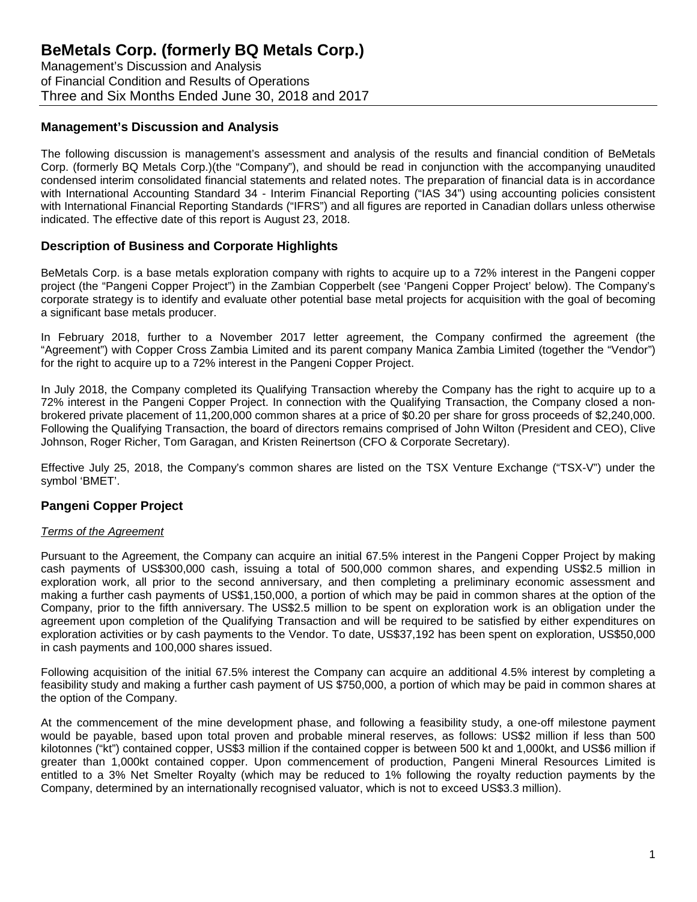# BeMetals Corp. (formerly BQ Metals Corp.)

Management's Discussion and Analysis
of Financial Condition and Results of Operations
Three and Six Months Ended June 30, 2018 and 2017

## Management's Discussion and Analysis

The following discussion is management's assessment and analysis of the results and financial condition of BeMetals Corp. (formerly BQ Metals Corp.)(the "Company"), and should be read in conjunction with the accompanying unaudited condensed interim consolidated financial statements and related notes. The preparation of financial data is in accordance with International Accounting Standard 34 - Interim Financial Reporting ("IAS 34") using accounting policies consistent with International Financial Reporting Standards ("IFRS") and all figures are reported in Canadian dollars unless otherwise indicated. The effective date of this report is August 23, 2018.

## Description of Business and Corporate Highlights

BeMetals Corp. is a base metals exploration company with rights to acquire up to a 72% interest in the Pangeni copper project (the "Pangeni Copper Project") in the Zambian Copperbelt (see 'Pangeni Copper Project' below). The Company's corporate strategy is to identify and evaluate other potential base metal projects for acquisition with the goal of becoming a significant base metals producer.

In February 2018, further to a November 2017 letter agreement, the Company confirmed the agreement (the "Agreement") with Copper Cross Zambia Limited and its parent company Manica Zambia Limited (together the "Vendor") for the right to acquire up to a 72% interest in the Pangeni Copper Project.

In July 2018, the Company completed its Qualifying Transaction whereby the Company has the right to acquire up to a 72% interest in the Pangeni Copper Project. In connection with the Qualifying Transaction, the Company closed a non-brokered private placement of 11,200,000 common shares at a price of $0.20 per share for gross proceeds of $2,240,000. Following the Qualifying Transaction, the board of directors remains comprised of John Wilton (President and CEO), Clive Johnson, Roger Richer, Tom Garagan, and Kristen Reinertson (CFO & Corporate Secretary).

Effective July 25, 2018, the Company's common shares are listed on the TSX Venture Exchange ("TSX-V") under the symbol 'BMET'.

## Pangeni Copper Project

*Terms of the Agreement*

Pursuant to the Agreement, the Company can acquire an initial 67.5% interest in the Pangeni Copper Project by making cash payments of US$300,000 cash, issuing a total of 500,000 common shares, and expending US$2.5 million in exploration work, all prior to the second anniversary, and then completing a preliminary economic assessment and making a further cash payments of US$1,150,000, a portion of which may be paid in common shares at the option of the Company, prior to the fifth anniversary. The US$2.5 million to be spent on exploration work is an obligation under the agreement upon completion of the Qualifying Transaction and will be required to be satisfied by either expenditures on exploration activities or by cash payments to the Vendor. To date, US$37,192 has been spent on exploration, US$50,000 in cash payments and 100,000 shares issued.

Following acquisition of the initial 67.5% interest the Company can acquire an additional 4.5% interest by completing a feasibility study and making a further cash payment of US $750,000, a portion of which may be paid in common shares at the option of the Company.

At the commencement of the mine development phase, and following a feasibility study, a one-off milestone payment would be payable, based upon total proven and probable mineral reserves, as follows: US$2 million if less than 500 kilotonnes ("kt") contained copper, US$3 million if the contained copper is between 500 kt and 1,000kt, and US$6 million if greater than 1,000kt contained copper. Upon commencement of production, Pangeni Mineral Resources Limited is entitled to a 3% Net Smelter Royalty (which may be reduced to 1% following the royalty reduction payments by the Company, determined by an internationally recognised valuator, which is not to exceed US$3.3 million).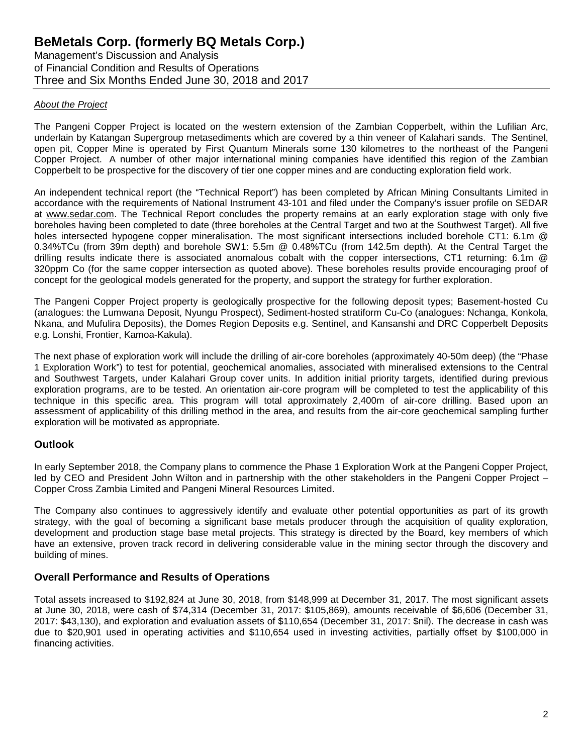*About the Project*

The Pangeni Copper Project is located on the western extension of the Zambian Copperbelt, within the Lufilian Arc, underlain by Katangan Supergroup metasediments which are covered by a thin veneer of Kalahari sands. The Sentinel, open pit, Copper Mine is operated by First Quantum Minerals some 130 kilometres to the northeast of the Pangeni Copper Project. A number of other major international mining companies have identified this region of the Zambian Copperbelt to be prospective for the discovery of tier one copper mines and are conducting exploration field work.

An independent technical report (the "Technical Report") has been completed by African Mining Consultants Limited in accordance with the requirements of National Instrument 43-101 and filed under the Company's issuer profile on SEDAR at www.sedar.com. The Technical Report concludes the property remains at an early exploration stage with only five boreholes having been completed to date (three boreholes at the Central Target and two at the Southwest Target). All five holes intersected hypogene copper mineralisation. The most significant intersections included borehole CT1: 6.1m @ 0.34%TCu (from 39m depth) and borehole SW1: 5.5m @ 0.48%TCu (from 142.5m depth). At the Central Target the drilling results indicate there is associated anomalous cobalt with the copper intersections, CT1 returning: 6.1m @ 320ppm Co (for the same copper intersection as quoted above). These boreholes results provide encouraging proof of concept for the geological models generated for the property, and support the strategy for further exploration.

The Pangeni Copper Project property is geologically prospective for the following deposit types; Basement-hosted Cu (analogues: the Lumwana Deposit, Nyungu Prospect), Sediment-hosted stratiform Cu-Co (analogues: Nchanga, Konkola, Nkana, and Mufulira Deposits), the Domes Region Deposits e.g. Sentinel, and Kansanshi and DRC Copperbelt Deposits e.g. Lonshi, Frontier, Kamoa-Kakula).

The next phase of exploration work will include the drilling of air-core boreholes (approximately 40-50m deep) (the "Phase 1 Exploration Work") to test for potential, geochemical anomalies, associated with mineralised extensions to the Central and Southwest Targets, under Kalahari Group cover units. In addition initial priority targets, identified during previous exploration programs, are to be tested. An orientation air-core program will be completed to test the applicability of this technique in this specific area. This program will total approximately 2,400m of air-core drilling. Based upon an assessment of applicability of this drilling method in the area, and results from the air-core geochemical sampling further exploration will be motivated as appropriate.

## Outlook

In early September 2018, the Company plans to commence the Phase 1 Exploration Work at the Pangeni Copper Project, led by CEO and President John Wilton and in partnership with the other stakeholders in the Pangeni Copper Project – Copper Cross Zambia Limited and Pangeni Mineral Resources Limited.

The Company also continues to aggressively identify and evaluate other potential opportunities as part of its growth strategy, with the goal of becoming a significant base metals producer through the acquisition of quality exploration, development and production stage base metal projects. This strategy is directed by the Board, key members of which have an extensive, proven track record in delivering considerable value in the mining sector through the discovery and building of mines.

## Overall Performance and Results of Operations

Total assets increased to $192,824 at June 30, 2018, from $148,999 at December 31, 2017. The most significant assets at June 30, 2018, were cash of $74,314 (December 31, 2017: $105,869), amounts receivable of $6,606 (December 31, 2017: $43,130), and exploration and evaluation assets of $110,654 (December 31, 2017: $nil). The decrease in cash was due to $20,901 used in operating activities and $110,654 used in investing activities, partially offset by $100,000 in financing activities.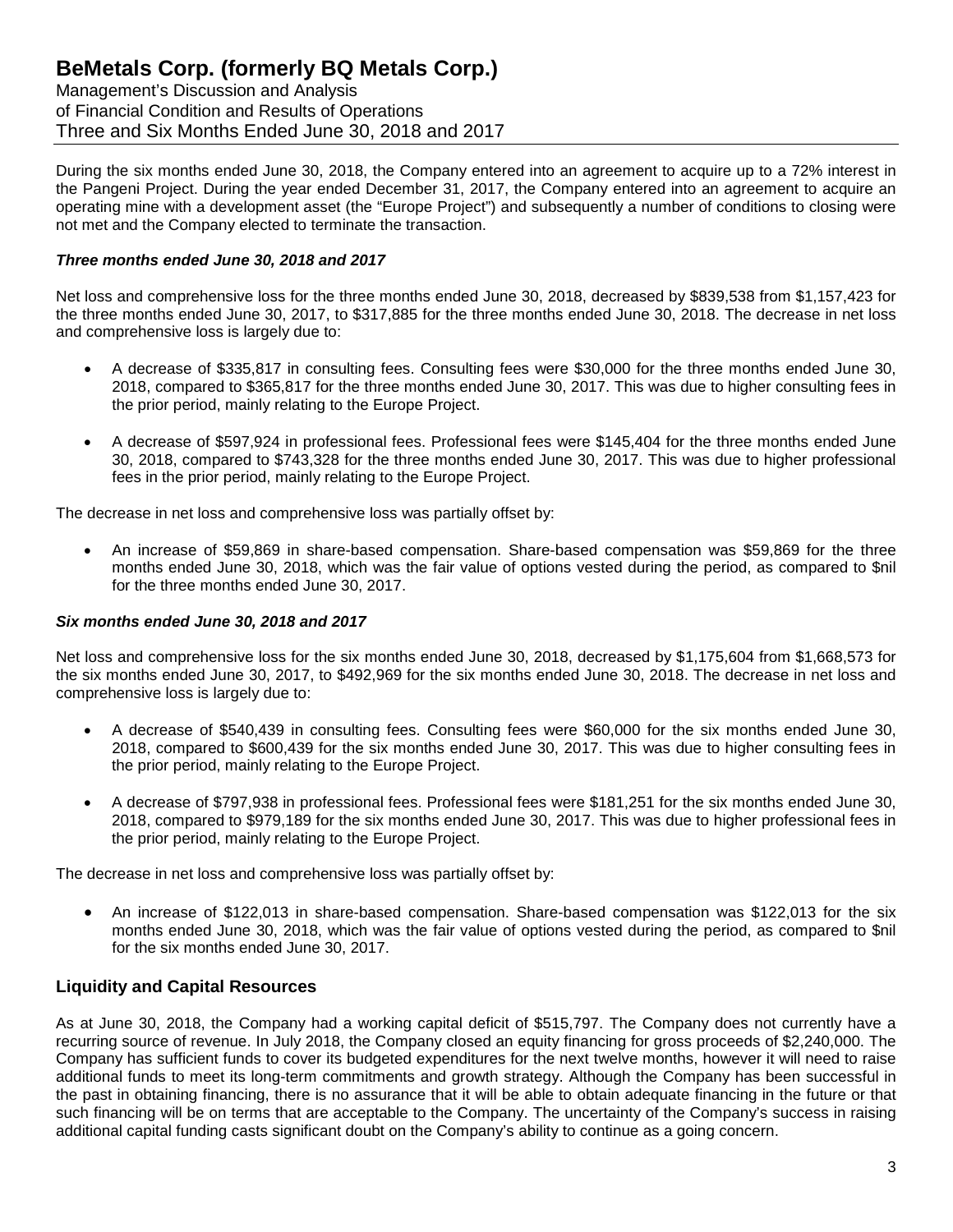During the six months ended June 30, 2018, the Company entered into an agreement to acquire up to a 72% interest in the Pangeni Project. During the year ended December 31, 2017, the Company entered into an agreement to acquire an operating mine with a development asset (the "Europe Project") and subsequently a number of conditions to closing were not met and the Company elected to terminate the transaction.

### *Three months ended June 30, 2018 and 2017*

Net loss and comprehensive loss for the three months ended June 30, 2018, decreased by $839,538 from $1,157,423 for the three months ended June 30, 2017, to $317,885 for the three months ended June 30, 2018. The decrease in net loss and comprehensive loss is largely due to:

- A decrease of $335,817 in consulting fees. Consulting fees were $30,000 for the three months ended June 30, 2018, compared to $365,817 for the three months ended June 30, 2017. This was due to higher consulting fees in the prior period, mainly relating to the Europe Project.
- A decrease of $597,924 in professional fees. Professional fees were $145,404 for the three months ended June 30, 2018, compared to $743,328 for the three months ended June 30, 2017. This was due to higher professional fees in the prior period, mainly relating to the Europe Project.

The decrease in net loss and comprehensive loss was partially offset by:

- An increase of $59,869 in share-based compensation. Share-based compensation was $59,869 for the three months ended June 30, 2018, which was the fair value of options vested during the period, as compared to $nil for the three months ended June 30, 2017.

### *Six months ended June 30, 2018 and 2017*

Net loss and comprehensive loss for the six months ended June 30, 2018, decreased by $1,175,604 from $1,668,573 for the six months ended June 30, 2017, to $492,969 for the six months ended June 30, 2018. The decrease in net loss and comprehensive loss is largely due to:

- A decrease of $540,439 in consulting fees. Consulting fees were $60,000 for the six months ended June 30, 2018, compared to $600,439 for the six months ended June 30, 2017. This was due to higher consulting fees in the prior period, mainly relating to the Europe Project.
- A decrease of $797,938 in professional fees. Professional fees were $181,251 for the six months ended June 30, 2018, compared to $979,189 for the six months ended June 30, 2017. This was due to higher professional fees in the prior period, mainly relating to the Europe Project.

The decrease in net loss and comprehensive loss was partially offset by:

- An increase of $122,013 in share-based compensation. Share-based compensation was $122,013 for the six months ended June 30, 2018, which was the fair value of options vested during the period, as compared to $nil for the six months ended June 30, 2017.

## Liquidity and Capital Resources

As at June 30, 2018, the Company had a working capital deficit of $515,797. The Company does not currently have a recurring source of revenue. In July 2018, the Company closed an equity financing for gross proceeds of $2,240,000. The Company has sufficient funds to cover its budgeted expenditures for the next twelve months, however it will need to raise additional funds to meet its long-term commitments and growth strategy. Although the Company has been successful in the past in obtaining financing, there is no assurance that it will be able to obtain adequate financing in the future or that such financing will be on terms that are acceptable to the Company. The uncertainty of the Company's success in raising additional capital funding casts significant doubt on the Company's ability to continue as a going concern.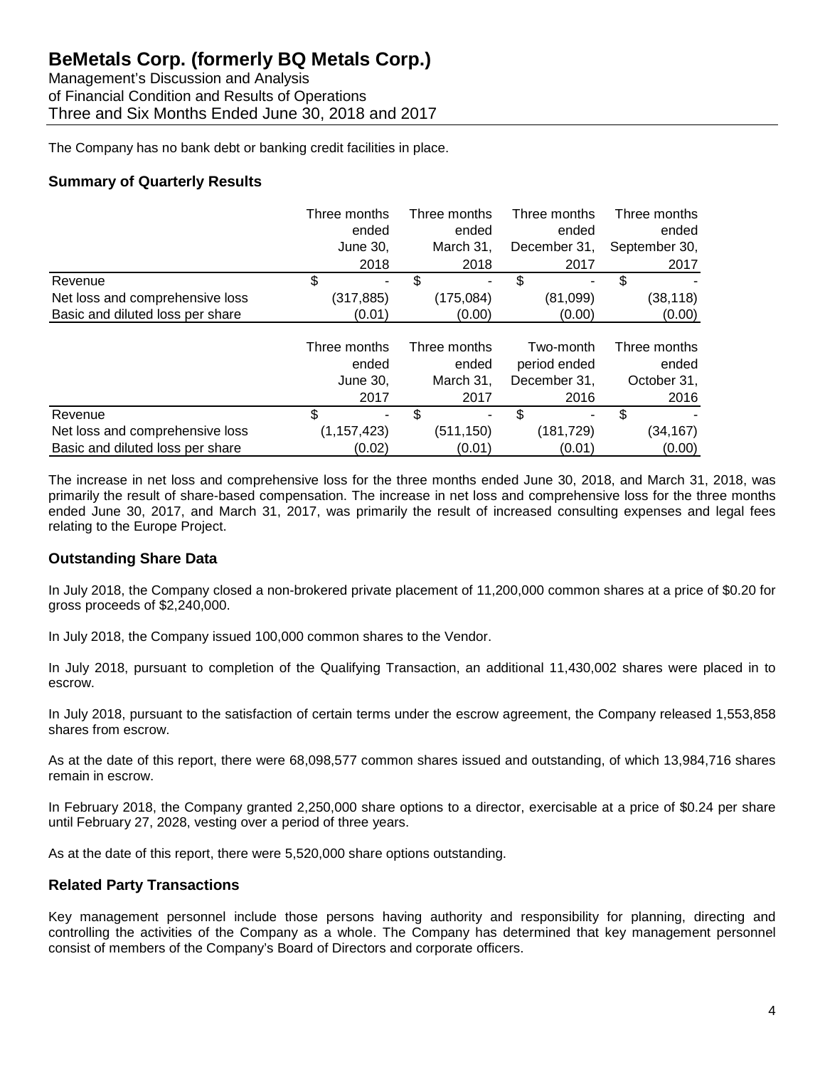The Company has no bank debt or banking credit facilities in place.

## Summary of Quarterly Results

| | Three months ended June 30, 2018 | Three months ended March 31, 2018 | Three months ended December 31, 2017 | Three months ended September 30, 2017 |
|---|---|---|---|---|
| Revenue | $ - | $ - | $ - | $ - |
| Net loss and comprehensive loss | (317,885) | (175,084) | (81,099) | (38,118) |
| Basic and diluted loss per share | (0.01) | (0.00) | (0.00) | (0.00) |

| | Three months ended June 30, 2017 | Three months ended March 31, 2017 | Two-month period ended December 31, 2016 | Three months ended October 31, 2016 |
|---|---|---|---|---|
| Revenue | $ - | $ - | $ - | $ - |
| Net loss and comprehensive loss | (1,157,423) | (511,150) | (181,729) | (34,167) |
| Basic and diluted loss per share | (0.02) | (0.01) | (0.01) | (0.00) |

The increase in net loss and comprehensive loss for the three months ended June 30, 2018, and March 31, 2018, was primarily the result of share-based compensation. The increase in net loss and comprehensive loss for the three months ended June 30, 2017, and March 31, 2017, was primarily the result of increased consulting expenses and legal fees relating to the Europe Project.

## Outstanding Share Data

In July 2018, the Company closed a non-brokered private placement of 11,200,000 common shares at a price of $0.20 for gross proceeds of $2,240,000.

In July 2018, the Company issued 100,000 common shares to the Vendor.

In July 2018, pursuant to completion of the Qualifying Transaction, an additional 11,430,002 shares were placed in to escrow.

In July 2018, pursuant to the satisfaction of certain terms under the escrow agreement, the Company released 1,553,858 shares from escrow.

As at the date of this report, there were 68,098,577 common shares issued and outstanding, of which 13,984,716 shares remain in escrow.

In February 2018, the Company granted 2,250,000 share options to a director, exercisable at a price of $0.24 per share until February 27, 2028, vesting over a period of three years.

As at the date of this report, there were 5,520,000 share options outstanding.

## Related Party Transactions

Key management personnel include those persons having authority and responsibility for planning, directing and controlling the activities of the Company as a whole. The Company has determined that key management personnel consist of members of the Company's Board of Directors and corporate officers.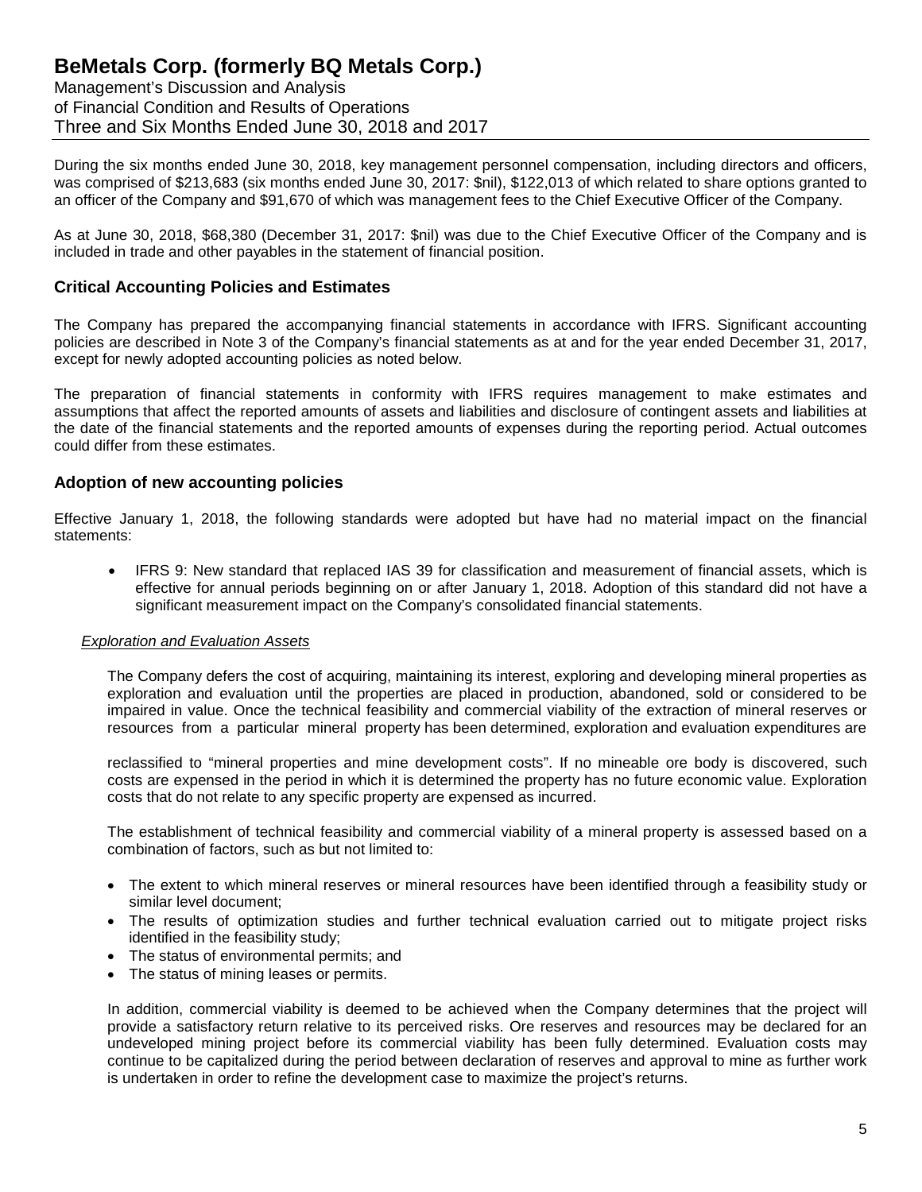During the six months ended June 30, 2018, key management personnel compensation, including directors and officers, was comprised of $213,683 (six months ended June 30, 2017: $nil), $122,013 of which related to share options granted to an officer of the Company and $91,670 of which was management fees to the Chief Executive Officer of the Company.

As at June 30, 2018, $68,380 (December 31, 2017: $nil) was due to the Chief Executive Officer of the Company and is included in trade and other payables in the statement of financial position.

## Critical Accounting Policies and Estimates

The Company has prepared the accompanying financial statements in accordance with IFRS. Significant accounting policies are described in Note 3 of the Company's financial statements as at and for the year ended December 31, 2017, except for newly adopted accounting policies as noted below.

The preparation of financial statements in conformity with IFRS requires management to make estimates and assumptions that affect the reported amounts of assets and liabilities and disclosure of contingent assets and liabilities at the date of the financial statements and the reported amounts of expenses during the reporting period. Actual outcomes could differ from these estimates.

## Adoption of new accounting policies

Effective January 1, 2018, the following standards were adopted but have had no material impact on the financial statements:

- IFRS 9: New standard that replaced IAS 39 for classification and measurement of financial assets, which is effective for annual periods beginning on or after January 1, 2018. Adoption of this standard did not have a significant measurement impact on the Company's consolidated financial statements.

*Exploration and Evaluation Assets*

The Company defers the cost of acquiring, maintaining its interest, exploring and developing mineral properties as exploration and evaluation until the properties are placed in production, abandoned, sold or considered to be impaired in value. Once the technical feasibility and commercial viability of the extraction of mineral reserves or resources from a particular mineral property has been determined, exploration and evaluation expenditures are reclassified to "mineral properties and mine development costs". If no mineable ore body is discovered, such costs are expensed in the period in which it is determined the property has no future economic value. Exploration costs that do not relate to any specific property are expensed as incurred.

The establishment of technical feasibility and commercial viability of a mineral property is assessed based on a combination of factors, such as but not limited to:

- The extent to which mineral reserves or mineral resources have been identified through a feasibility study or similar level document;
- The results of optimization studies and further technical evaluation carried out to mitigate project risks identified in the feasibility study;
- The status of environmental permits; and
- The status of mining leases or permits.

In addition, commercial viability is deemed to be achieved when the Company determines that the project will provide a satisfactory return relative to its perceived risks. Ore reserves and resources may be declared for an undeveloped mining project before its commercial viability has been fully determined. Evaluation costs may continue to be capitalized during the period between declaration of reserves and approval to mine as further work is undertaken in order to refine the development case to maximize the project's returns.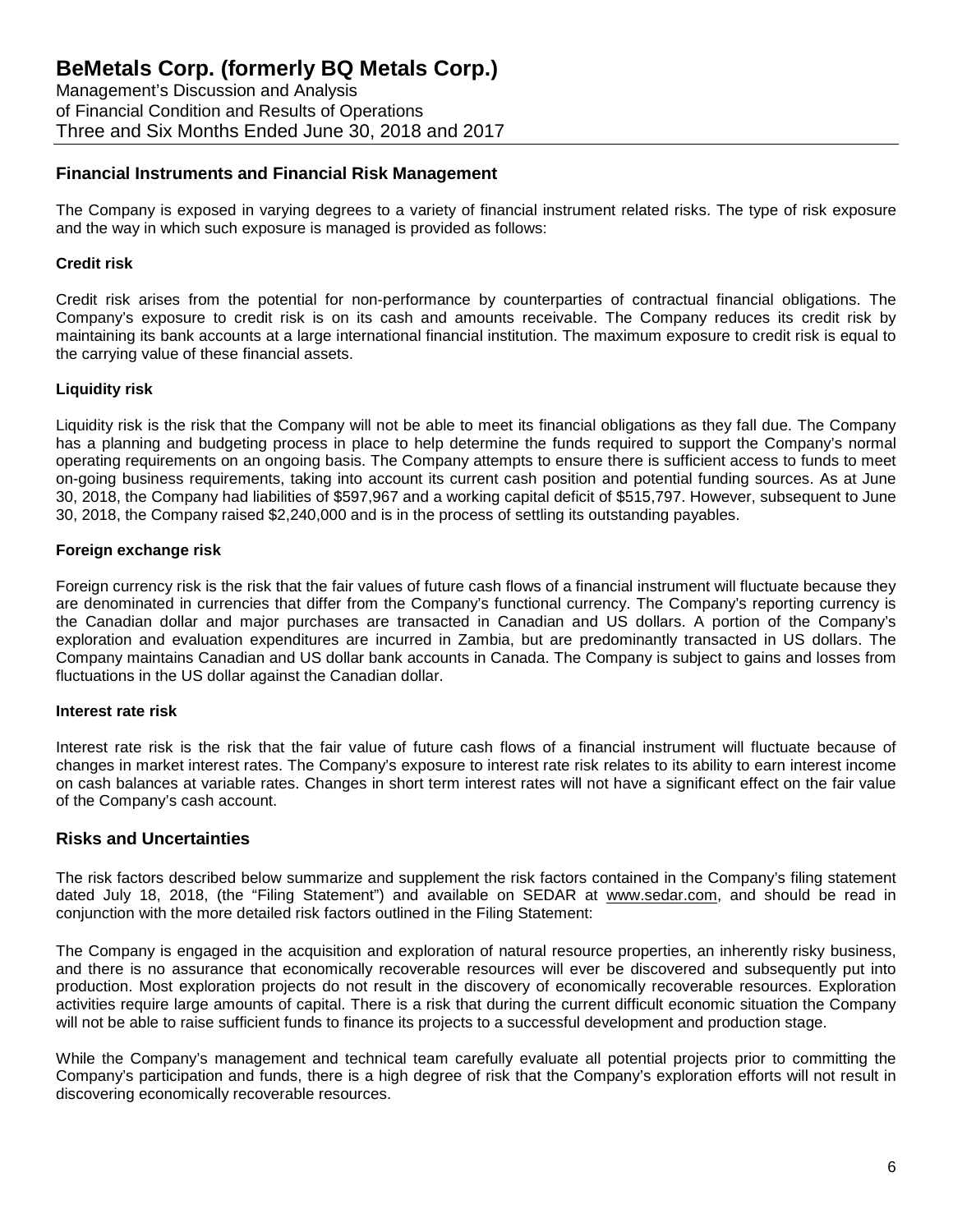## Financial Instruments and Financial Risk Management

The Company is exposed in varying degrees to a variety of financial instrument related risks. The type of risk exposure and the way in which such exposure is managed is provided as follows:

### Credit risk

Credit risk arises from the potential for non-performance by counterparties of contractual financial obligations. The Company's exposure to credit risk is on its cash and amounts receivable. The Company reduces its credit risk by maintaining its bank accounts at a large international financial institution. The maximum exposure to credit risk is equal to the carrying value of these financial assets.

### Liquidity risk

Liquidity risk is the risk that the Company will not be able to meet its financial obligations as they fall due. The Company has a planning and budgeting process in place to help determine the funds required to support the Company's normal operating requirements on an ongoing basis. The Company attempts to ensure there is sufficient access to funds to meet on-going business requirements, taking into account its current cash position and potential funding sources. As at June 30, 2018, the Company had liabilities of $597,967 and a working capital deficit of $515,797. However, subsequent to June 30, 2018, the Company raised $2,240,000 and is in the process of settling its outstanding payables.

### Foreign exchange risk

Foreign currency risk is the risk that the fair values of future cash flows of a financial instrument will fluctuate because they are denominated in currencies that differ from the Company's functional currency. The Company's reporting currency is the Canadian dollar and major purchases are transacted in Canadian and US dollars. A portion of the Company's exploration and evaluation expenditures are incurred in Zambia, but are predominantly transacted in US dollars. The Company maintains Canadian and US dollar bank accounts in Canada. The Company is subject to gains and losses from fluctuations in the US dollar against the Canadian dollar.

### Interest rate risk

Interest rate risk is the risk that the fair value of future cash flows of a financial instrument will fluctuate because of changes in market interest rates. The Company's exposure to interest rate risk relates to its ability to earn interest income on cash balances at variable rates. Changes in short term interest rates will not have a significant effect on the fair value of the Company's cash account.

## Risks and Uncertainties

The risk factors described below summarize and supplement the risk factors contained in the Company's filing statement dated July 18, 2018, (the "Filing Statement") and available on SEDAR at www.sedar.com, and should be read in conjunction with the more detailed risk factors outlined in the Filing Statement:

The Company is engaged in the acquisition and exploration of natural resource properties, an inherently risky business, and there is no assurance that economically recoverable resources will ever be discovered and subsequently put into production. Most exploration projects do not result in the discovery of economically recoverable resources. Exploration activities require large amounts of capital. There is a risk that during the current difficult economic situation the Company will not be able to raise sufficient funds to finance its projects to a successful development and production stage.

While the Company's management and technical team carefully evaluate all potential projects prior to committing the Company's participation and funds, there is a high degree of risk that the Company's exploration efforts will not result in discovering economically recoverable resources.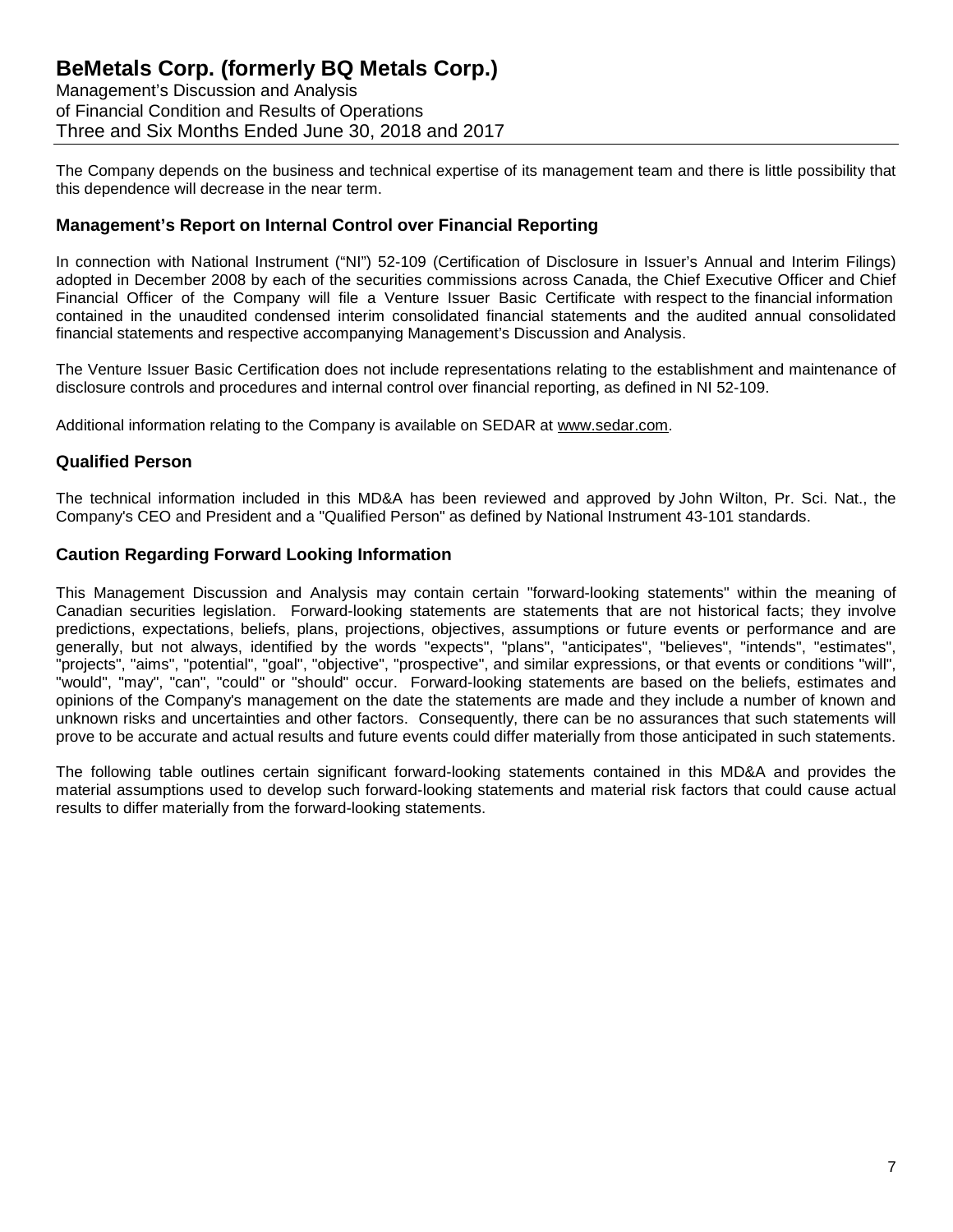The Company depends on the business and technical expertise of its management team and there is little possibility that this dependence will decrease in the near term.

## Management's Report on Internal Control over Financial Reporting

In connection with National Instrument ("NI") 52-109 (Certification of Disclosure in Issuer's Annual and Interim Filings) adopted in December 2008 by each of the securities commissions across Canada, the Chief Executive Officer and Chief Financial Officer of the Company will file a Venture Issuer Basic Certificate with respect to the financial information contained in the unaudited condensed interim consolidated financial statements and the audited annual consolidated financial statements and respective accompanying Management's Discussion and Analysis.

The Venture Issuer Basic Certification does not include representations relating to the establishment and maintenance of disclosure controls and procedures and internal control over financial reporting, as defined in NI 52-109.

Additional information relating to the Company is available on SEDAR at www.sedar.com.

## Qualified Person

The technical information included in this MD&A has been reviewed and approved by John Wilton, Pr. Sci. Nat., the Company's CEO and President and a "Qualified Person" as defined by National Instrument 43-101 standards.

## Caution Regarding Forward Looking Information

This Management Discussion and Analysis may contain certain "forward-looking statements" within the meaning of Canadian securities legislation. Forward-looking statements are statements that are not historical facts; they involve predictions, expectations, beliefs, plans, projections, objectives, assumptions or future events or performance and are generally, but not always, identified by the words "expects", "plans", "anticipates", "believes", "intends", "estimates", "projects", "aims", "potential", "goal", "objective", "prospective", and similar expressions, or that events or conditions "will", "would", "may", "can", "could" or "should" occur. Forward-looking statements are based on the beliefs, estimates and opinions of the Company's management on the date the statements are made and they include a number of known and unknown risks and uncertainties and other factors. Consequently, there can be no assurances that such statements will prove to be accurate and actual results and future events could differ materially from those anticipated in such statements.

The following table outlines certain significant forward-looking statements contained in this MD&A and provides the material assumptions used to develop such forward-looking statements and material risk factors that could cause actual results to differ materially from the forward-looking statements.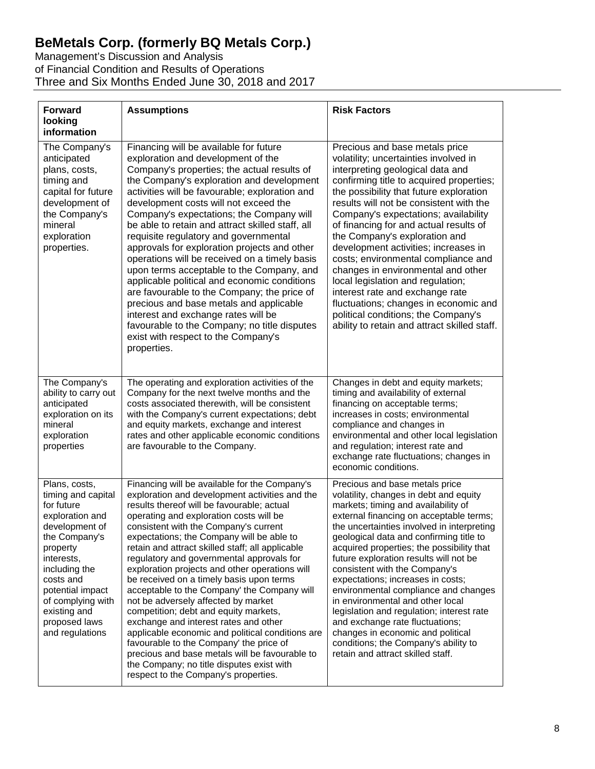| Forward looking information | Assumptions | Risk Factors |
|---|---|---|
| The Company's anticipated plans, costs, timing and capital for future development of the Company's mineral exploration properties. | Financing will be available for future exploration and development of the Company's properties; the actual results of the Company's exploration and development activities will be favourable; exploration and development costs will not exceed the Company's expectations; the Company will be able to retain and attract skilled staff, all requisite regulatory and governmental approvals for exploration projects and other operations will be received on a timely basis upon terms acceptable to the Company, and applicable political and economic conditions are favourable to the Company; the price of precious and base metals and applicable interest and exchange rates will be favourable to the Company; no title disputes exist with respect to the Company's properties. | Precious and base metals price volatility; uncertainties involved in interpreting geological data and confirming title to acquired properties; the possibility that future exploration results will not be consistent with the Company's expectations; availability of financing for and actual results of the Company's exploration and development activities; increases in costs; environmental compliance and changes in environmental and other local legislation and regulation; interest rate and exchange rate fluctuations; changes in economic and political conditions; the Company's ability to retain and attract skilled staff. |
| The Company's ability to carry out anticipated exploration on its mineral exploration properties | The operating and exploration activities of the Company for the next twelve months and the costs associated therewith, will be consistent with the Company's current expectations; debt and equity markets, exchange and interest rates and other applicable economic conditions are favourable to the Company. | Changes in debt and equity markets; timing and availability of external financing on acceptable terms; increases in costs; environmental compliance and changes in environmental and other local legislation and regulation; interest rate and exchange rate fluctuations; changes in economic conditions. |
| Plans, costs, timing and capital for future exploration and development of the Company's property interests, including the costs and potential impact of complying with existing and proposed laws and regulations | Financing will be available for the Company's exploration and development activities and the results thereof will be favourable; actual operating and exploration costs will be consistent with the Company's current expectations; the Company will be able to retain and attract skilled staff; all applicable regulatory and governmental approvals for exploration projects and other operations will be received on a timely basis upon terms acceptable to the Company' the Company will not be adversely affected by market competition; debt and equity markets, exchange and interest rates and other applicable economic and political conditions are favourable to the Company' the price of precious and base metals will be favourable to the Company; no title disputes exist with respect to the Company's properties. | Precious and base metals price volatility, changes in debt and equity markets; timing and availability of external financing on acceptable terms; the uncertainties involved in interpreting geological data and confirming title to acquired properties; the possibility that future exploration results will not be consistent with the Company's expectations; increases in costs; environmental compliance and changes in environmental and other local legislation and regulation; interest rate and exchange rate fluctuations; changes in economic and political conditions; the Company's ability to retain and attract skilled staff. |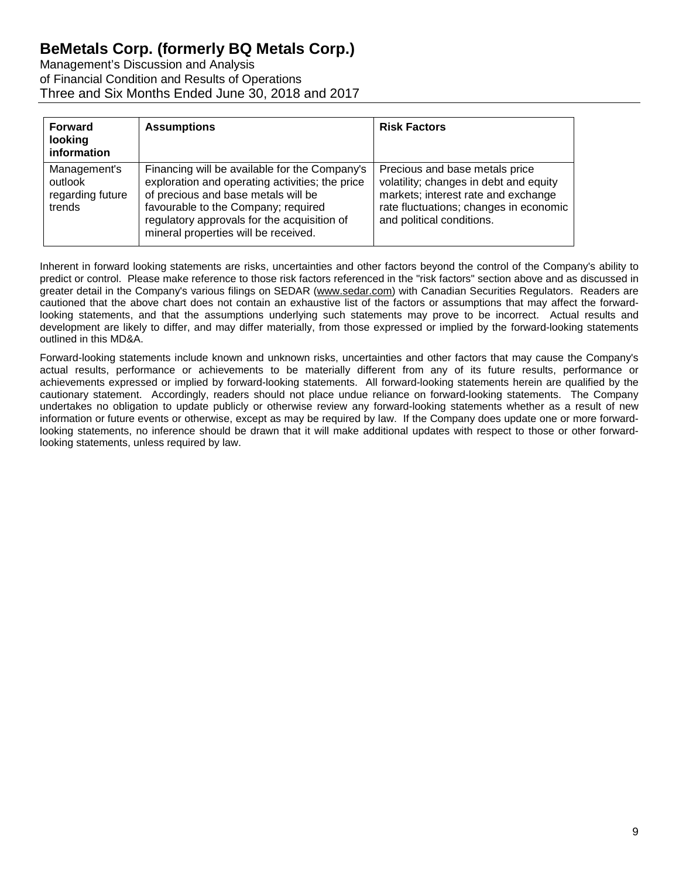| Forward looking information | Assumptions | Risk Factors |
| --- | --- | --- |
| Management's outlook regarding future trends | Financing will be available for the Company's exploration and operating activities; the price of precious and base metals will be favourable to the Company; required regulatory approvals for the acquisition of mineral properties will be received. | Precious and base metals price volatility; changes in debt and equity markets; interest rate and exchange rate fluctuations; changes in economic and political conditions. |

Inherent in forward looking statements are risks, uncertainties and other factors beyond the control of the Company's ability to predict or control. Please make reference to those risk factors referenced in the "risk factors" section above and as discussed in greater detail in the Company's various filings on SEDAR (www.sedar.com) with Canadian Securities Regulators. Readers are cautioned that the above chart does not contain an exhaustive list of the factors or assumptions that may affect the forward-looking statements, and that the assumptions underlying such statements may prove to be incorrect. Actual results and development are likely to differ, and may differ materially, from those expressed or implied by the forward-looking statements outlined in this MD&A.

Forward-looking statements include known and unknown risks, uncertainties and other factors that may cause the Company's actual results, performance or achievements to be materially different from any of its future results, performance or achievements expressed or implied by forward-looking statements. All forward-looking statements herein are qualified by the cautionary statement. Accordingly, readers should not place undue reliance on forward-looking statements. The Company undertakes no obligation to update publicly or otherwise review any forward-looking statements whether as a result of new information or future events or otherwise, except as may be required by law. If the Company does update one or more forward-looking statements, no inference should be drawn that it will make additional updates with respect to those or other forward-looking statements, unless required by law.